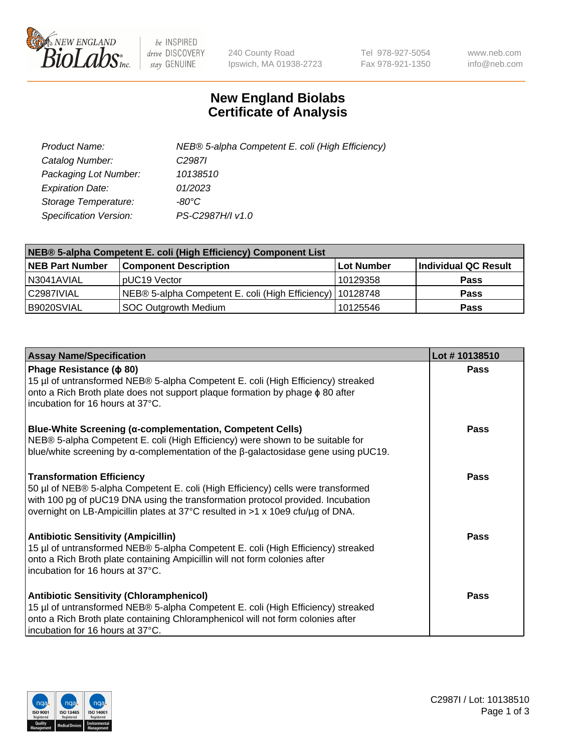# New England Biolabs
# Certificate of Analysis

| | |
|---|---|
| *Product Name:* | *NEB® 5-alpha Competent E. coli (High Efficiency)* |
| *Catalog Number:* | *C2987I* |
| *Packaging Lot Number:* | *10138510* |
| *Expiration Date:* | *01/2023* |
| *Storage Temperature:* | *-80°C* |
| *Specification Version:* | *PS-C2987H/I v1.0* |

| NEB® 5-alpha Competent E. coli (High Efficiency) Component List | | | |
|---|---|---|---|
| **NEB Part Number** | **Component Description** | **Lot Number** | **Individual QC Result** |
| N3041AVIAL | pUC19 Vector | 10129358 | **Pass** |
| C2987IVIAL | NEB® 5-alpha Competent E. coli (High Efficiency) | 10128748 | **Pass** |
| B9020SVIAL | SOC Outgrowth Medium | 10125546 | **Pass** |

| Assay Name/Specification | Lot # 10138510 |
|---|---|
| **Phage Resistance (ϕ 80)**<br>15 µl of untransformed NEB® 5-alpha Competent E. coli (High Efficiency) streaked onto a Rich Broth plate does not support plaque formation by phage ϕ 80 after incubation for 16 hours at 37°C. | **Pass** |
| **Blue-White Screening (α-complementation, Competent Cells)**<br>NEB® 5-alpha Competent E. coli (High Efficiency) were shown to be suitable for blue/white screening by α-complementation of the β-galactosidase gene using pUC19. | **Pass** |
| **Transformation Efficiency**<br>50 µl of NEB® 5-alpha Competent E. coli (High Efficiency) cells were transformed with 100 pg of pUC19 DNA using the transformation protocol provided. Incubation overnight on LB-Ampicillin plates at 37°C resulted in >1 x 10e9 cfu/µg of DNA. | **Pass** |
| **Antibiotic Sensitivity (Ampicillin)**<br>15 µl of untransformed NEB® 5-alpha Competent E. coli (High Efficiency) streaked onto a Rich Broth plate containing Ampicillin will not form colonies after incubation for 16 hours at 37°C. | **Pass** |
| **Antibiotic Sensitivity (Chloramphenicol)**<br>15 µl of untransformed NEB® 5-alpha Competent E. coli (High Efficiency) streaked onto a Rich Broth plate containing Chloramphenicol will not form colonies after incubation for 16 hours at 37°C. | **Pass** |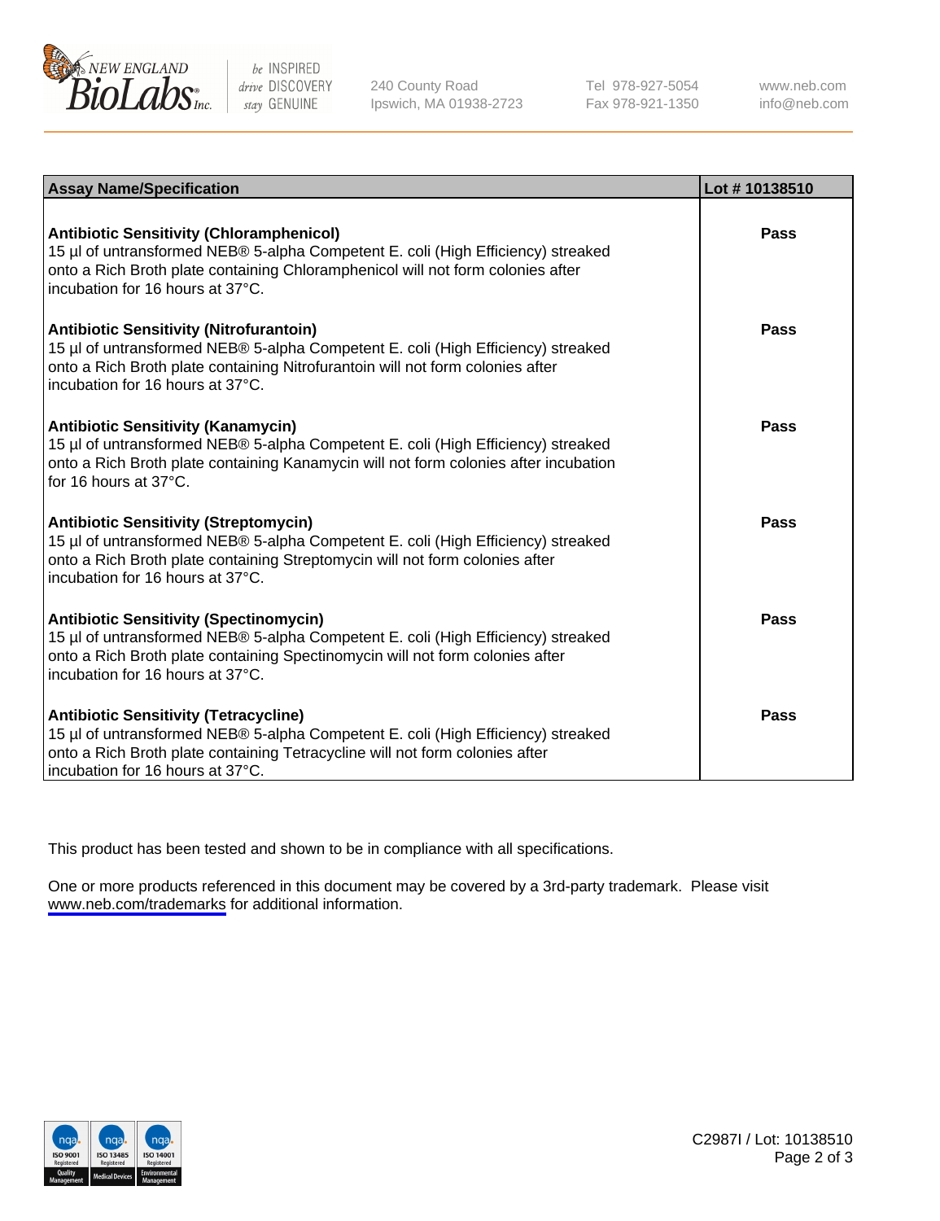| Assay Name/Specification | Lot # 10138510 |
|---|---|
| **Antibiotic Sensitivity (Chloramphenicol)**<br>15 µl of untransformed NEB® 5-alpha Competent E. coli (High Efficiency) streaked onto a Rich Broth plate containing Chloramphenicol will not form colonies after incubation for 16 hours at 37°C. | **Pass** |
| **Antibiotic Sensitivity (Nitrofurantoin)**<br>15 µl of untransformed NEB® 5-alpha Competent E. coli (High Efficiency) streaked onto a Rich Broth plate containing Nitrofurantoin will not form colonies after incubation for 16 hours at 37°C. | **Pass** |
| **Antibiotic Sensitivity (Kanamycin)**<br>15 µl of untransformed NEB® 5-alpha Competent E. coli (High Efficiency) streaked onto a Rich Broth plate containing Kanamycin will not form colonies after incubation for 16 hours at 37°C. | **Pass** |
| **Antibiotic Sensitivity (Streptomycin)**<br>15 µl of untransformed NEB® 5-alpha Competent E. coli (High Efficiency) streaked onto a Rich Broth plate containing Streptomycin will not form colonies after incubation for 16 hours at 37°C. | **Pass** |
| **Antibiotic Sensitivity (Spectinomycin)**<br>15 µl of untransformed NEB® 5-alpha Competent E. coli (High Efficiency) streaked onto a Rich Broth plate containing Spectinomycin will not form colonies after incubation for 16 hours at 37°C. | **Pass** |
| **Antibiotic Sensitivity (Tetracycline)**<br>15 µl of untransformed NEB® 5-alpha Competent E. coli (High Efficiency) streaked onto a Rich Broth plate containing Tetracycline will not form colonies after incubation for 16 hours at 37°C. | **Pass** |

This product has been tested and shown to be in compliance with all specifications.

One or more products referenced in this document may be covered by a 3rd-party trademark. Please visit www.neb.com/trademarks for additional information.

C2987I / Lot: 10138510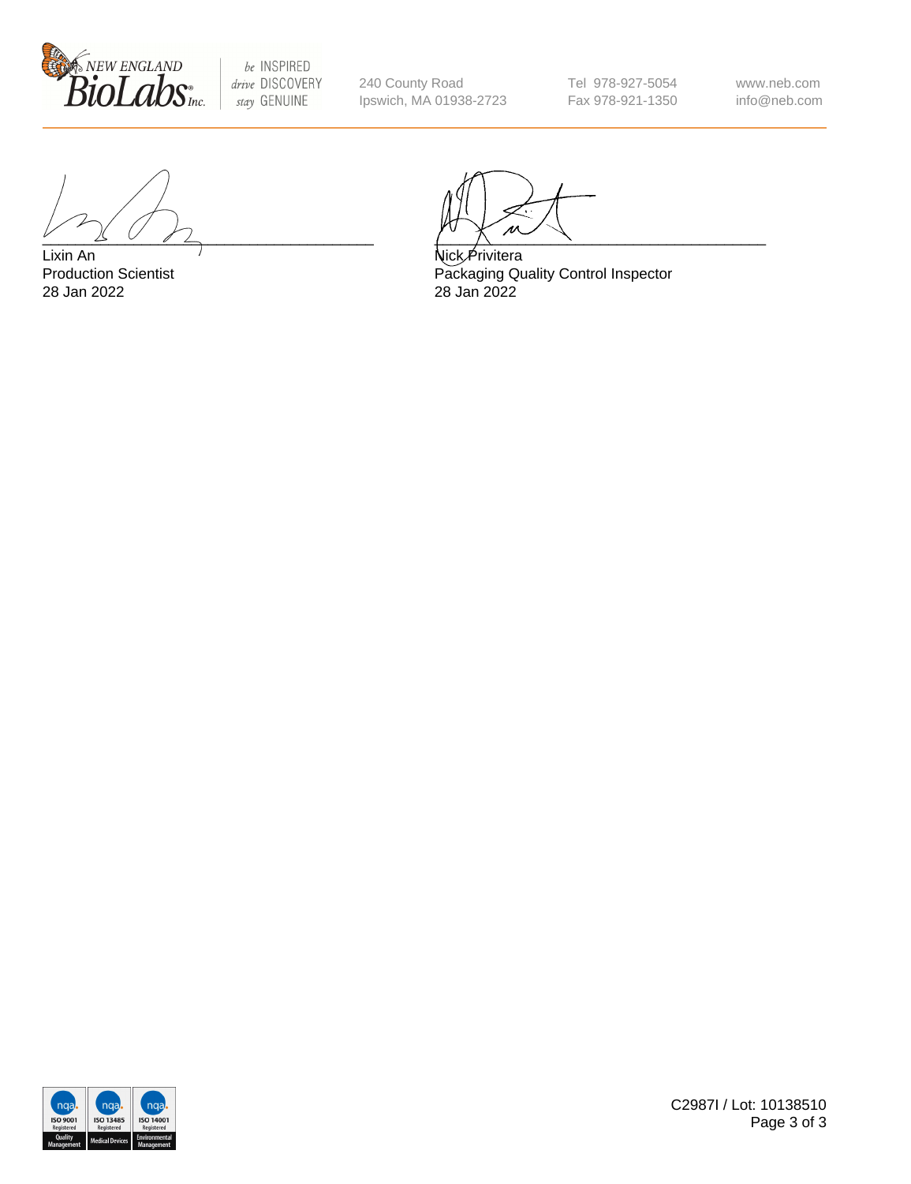Lixin An
Production Scientist
28 Jan 2022

Nick Privitera
Packaging Quality Control Inspector
28 Jan 2022

C2987I / Lot: 10138510